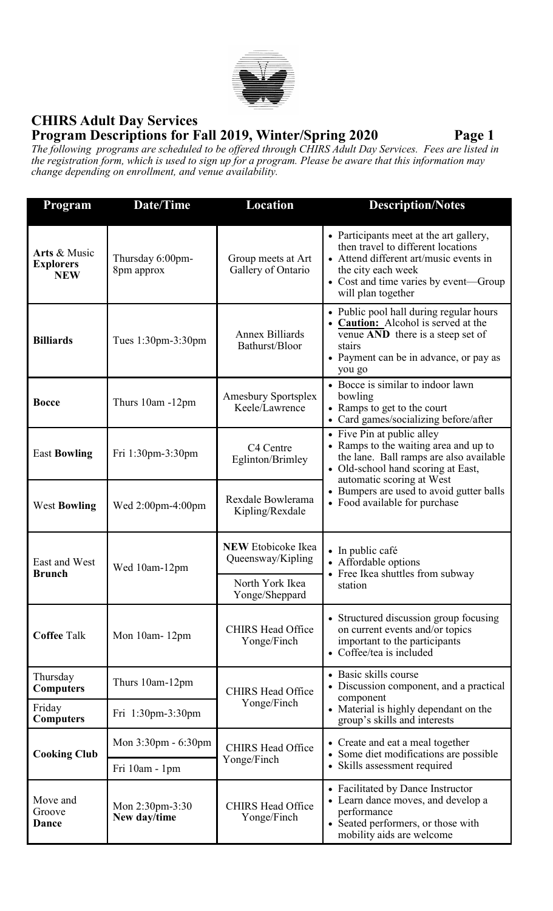# CHIRS Adult Day Services

## Program Descriptions for Fall 2019, Winter/Spring 2020

*The following programs are scheduled to be offered through CHIRS Adult Day Services. Fees are listed in the registration form, which is used to sign up for a program. Please be aware that this information may change depending on enrollment, and venue availability.*

| Program | Date/Time | Location | Description/Notes |
|---|---|---|---|
| **Arts** & Music **Explorers NEW** | Thursday 6:00pm-8pm approx | Group meets at Art Gallery of Ontario | • Participants meet at the art gallery, then travel to different locations<br>• Attend different art/music events in the city each week<br>• Cost and time varies by event—Group will plan together |
| **Billiards** | Tues 1:30pm-3:30pm | Annex Billiards Bathurst/Bloor | • Public pool hall during regular hours<br>• **Caution:** Alcohol is served at the venue **AND** there is a steep set of stairs<br>• Payment can be in advance, or pay as you go |
| **Bocce** | Thurs 10am -12pm | Amesbury Sportsplex Keele/Lawrence | • Bocce is similar to indoor lawn bowling<br>• Ramps to get to the court<br>• Card games/socializing before/after |
| East **Bowling** | Fri 1:30pm-3:30pm | C4 Centre Eglinton/Brimley | • Five Pin at public alley<br>• Ramps to the waiting area and up to the lane. Ball ramps are also available<br>• Old-school hand scoring at East, automatic scoring at West<br>• Bumpers are used to avoid gutter balls<br>• Food available for purchase |
| West **Bowling** | Wed 2:00pm-4:00pm | Rexdale Bowlerama Kipling/Rexdale | |
| East and West **Brunch** | Wed 10am-12pm | **NEW** Etobicoke Ikea Queensway/Kipling<br>North York Ikea Yonge/Sheppard | • In public café<br>• Affordable options<br>• Free Ikea shuttles from subway station |
| **Coffee** Talk | Mon 10am- 12pm | CHIRS Head Office Yonge/Finch | • Structured discussion group focusing on current events and/or topics important to the participants<br>• Coffee/tea is included |
| Thursday **Computers** | Thurs 10am-12pm | CHIRS Head Office Yonge/Finch | • Basic skills course<br>• Discussion component, and a practical component<br>• Material is highly dependant on the group's skills and interests |
| Friday **Computers** | Fri 1:30pm-3:30pm | | |
| **Cooking Club** | Mon 3:30pm - 6:30pm<br>Fri 10am - 1pm | CHIRS Head Office Yonge/Finch | • Create and eat a meal together<br>• Some diet modifications are possible<br>• Skills assessment required |
| Move and Groove **Dance** | Mon 2:30pm-3:30 **New day/time** | CHIRS Head Office Yonge/Finch | • Facilitated by Dance Instructor<br>• Learn dance moves, and develop a performance<br>• Seated performers, or those with mobility aids are welcome |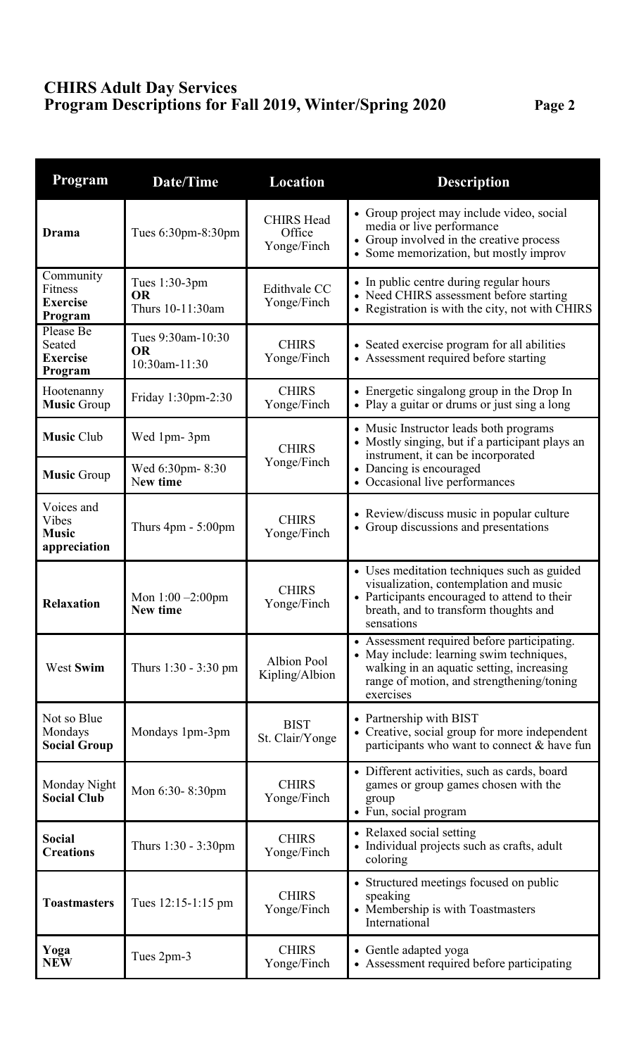**CHIRS Adult Day Services**
**Program Descriptions for Fall 2019, Winter/Spring 2020**

| Program | Date/Time | Location | Description |
|---|---|---|---|
| **Drama** | Tues 6:30pm-8:30pm | CHIRS Head Office Yonge/Finch | • Group project may include video, social media or live performance<br>• Group involved in the creative process<br>• Some memorization, but mostly improv |
| Community Fitness **Exercise Program** | Tues 1:30-3pm **OR** Thurs 10-11:30am | Edithvale CC Yonge/Finch | • In public centre during regular hours<br>• Need CHIRS assessment before starting<br>• Registration is with the city, not with CHIRS |
| Please Be Seated **Exercise Program** | Tues 9:30am-10:30 **OR** 10:30am-11:30 | CHIRS Yonge/Finch | • Seated exercise program for all abilities<br>• Assessment required before starting |
| Hootenanny **Music** Group | Friday 1:30pm-2:30 | CHIRS Yonge/Finch | • Energetic singalong group in the Drop In<br>• Play a guitar or drums or just sing a long |
| **Music** Club | Wed 1pm- 3pm | CHIRS Yonge/Finch | • Music Instructor leads both programs<br>• Mostly singing, but if a participant plays an instrument, it can be incorporated<br>• Dancing is encouraged<br>• Occasional live performances |
| **Music** Group | Wed 6:30pm- 8:30 **New time** | | |
| Voices and Vibes **Music appreciation** | Thurs 4pm - 5:00pm | CHIRS Yonge/Finch | • Review/discuss music in popular culture<br>• Group discussions and presentations |
| **Relaxation** | Mon 1:00 –2:00pm **New time** | CHIRS Yonge/Finch | • Uses meditation techniques such as guided visualization, contemplation and music<br>• Participants encouraged to attend to their breath, and to transform thoughts and sensations |
| West **Swim** | Thurs 1:30 - 3:30 pm | Albion Pool Kipling/Albion | • Assessment required before participating.<br>• May include: learning swim techniques, walking in an aquatic setting, increasing range of motion, and strengthening/toning exercises |
| Not so Blue Mondays **Social Group** | Mondays 1pm-3pm | BIST St. Clair/Yonge | • Partnership with BIST<br>• Creative, social group for more independent participants who want to connect & have fun |
| Monday Night **Social Club** | Mon 6:30- 8:30pm | CHIRS Yonge/Finch | • Different activities, such as cards, board games or group games chosen with the group<br>• Fun, social program |
| **Social Creations** | Thurs 1:30 - 3:30pm | CHIRS Yonge/Finch | • Relaxed social setting<br>• Individual projects such as crafts, adult coloring |
| **Toastmasters** | Tues 12:15-1:15 pm | CHIRS Yonge/Finch | • Structured meetings focused on public speaking<br>• Membership is with Toastmasters International |
| **Yoga NEW** | Tues 2pm-3 | CHIRS Yonge/Finch | • Gentle adapted yoga<br>• Assessment required before participating |